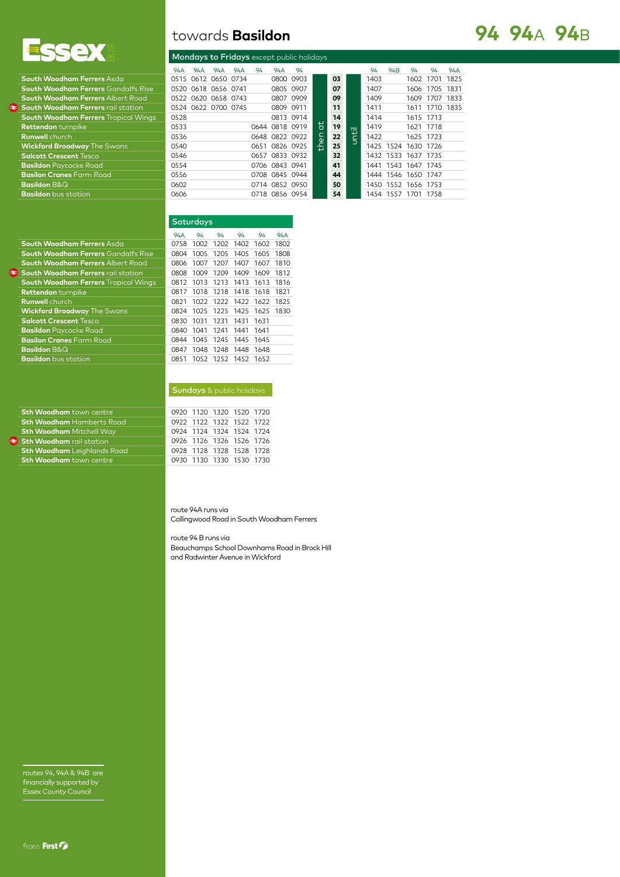# towards **Basildon**

# 94 94A 94B

Essex BUS

## Mondays to Fridays except public holidays

| | 94A | 94A | 94A | 94A | 94 | 94A | 94 | | | | 94 | 94B | 94 | 94 | 94A |
|---|---|---|---|---|---|---|---|---|---|---|---|---|---|---|---|
| **South Woodham Ferrers** Asda | 0515 | 0612 | 0650 | 0734 | | 0800 | 0903 | then at | 03 | until | 1403 | | 1602 | 1701 | 1825 |
| **South Woodham Ferrers** Gandalfs Rise | 0520 | 0618 | 0656 | 0741 | | 0805 | 0907 | | 07 | | 1407 | | 1606 | 1705 | 1831 |
| **South Woodham Ferrers** Albert Road | 0522 | 0620 | 0658 | 0743 | | 0807 | 0909 | | 09 | | 1409 | | 1609 | 1707 | 1833 |
| **South Woodham Ferrers** rail station | 0524 | 0622 | 0700 | 0745 | | 0809 | 0911 | | 11 | | 1411 | | 1611 | 1710 | 1835 |
| **South Woodham Ferrers** Tropical Wings | 0528 | | | | | 0813 | 0914 | | 14 | | 1414 | | 1615 | 1713 | |
| **Rettendon** turnpike | 0533 | | | | 0644 | 0818 | 0919 | | 19 | | 1419 | | 1621 | 1718 | |
| **Runwell** church | 0536 | | | | 0648 | 0822 | 0922 | | 22 | | 1422 | | 1625 | 1723 | |
| **Wickford Broadway** The Swans | 0540 | | | | 0651 | 0826 | 0925 | | 25 | | 1425 | 1524 | 1630 | 1726 | |
| **Salcott Crescent** Tesco | 0546 | | | | 0657 | 0833 | 0932 | | 32 | | 1432 | 1533 | 1637 | 1735 | |
| **Basildon** Paycocke Road | 0554 | | | | 0706 | 0843 | 0941 | | 41 | | 1441 | 1543 | 1647 | 1745 | |
| **Basilon Cranes** Farm Road | 0556 | | | | 0708 | 0845 | 0944 | | 44 | | 1444 | 1546 | 1650 | 1747 | |
| **Basildon** B&Q | 0602 | | | | 0714 | 0852 | 0950 | | 50 | | 1450 | 1552 | 1656 | 1753 | |
| **Basildon** bus station | 0606 | | | | 0718 | 0856 | 0954 | | 54 | | 1454 | 1557 | 1701 | 1758 | |

## Saturdays

| | 94A | 94 | 94 | 94 | 94 | 94A |
|---|---|---|---|---|---|---|
| **South Woodham Ferrers** Asda | 0758 | 1002 | 1202 | 1402 | 1602 | 1802 |
| **South Woodham Ferrers** Gandalfs Rise | 0804 | 1005 | 1205 | 1405 | 1605 | 1808 |
| **South Woodham Ferrers** Albert Road | 0806 | 1007 | 1207 | 1407 | 1607 | 1810 |
| **South Woodham Ferrers** rail station | 0808 | 1009 | 1209 | 1409 | 1609 | 1812 |
| **South Woodham Ferrers** Tropical Wings | 0812 | 1013 | 1213 | 1413 | 1613 | 1816 |
| **Rettendon** turnpike | 0817 | 1018 | 1218 | 1418 | 1618 | 1821 |
| **Runwell** church | 0821 | 1022 | 1222 | 1422 | 1622 | 1825 |
| **Wickford Broadway** The Swans | 0824 | 1025 | 1225 | 1425 | 1625 | 1830 |
| **Salcott Crescent** Tesco | 0830 | 1031 | 1231 | 1431 | 1631 | |
| **Basildon** Paycocke Road | 0840 | 1041 | 1241 | 1441 | 1641 | |
| **Basilon Cranes** Farm Road | 0844 | 1045 | 1245 | 1445 | 1645 | |
| **Basildon** B&Q | 0847 | 1048 | 1248 | 1448 | 1648 | |
| **Basildon** bus station | 0851 | 1052 | 1252 | 1452 | 1652 | |

## Sundays & public holidays

| | | | | | |
|---|---|---|---|---|---|
| **Sth Woodham** town centre | 0920 | 1120 | 1320 | 1520 | 1720 |
| **Sth Woodham** Hamberts Road | 0922 | 1122 | 1322 | 1522 | 1722 |
| **Sth Woodham** Mitchell Way | 0924 | 1124 | 1324 | 1524 | 1724 |
| **Sth Woodham** rail station | 0926 | 1126 | 1326 | 1526 | 1726 |
| **Sth Woodham** Leighlands Road | 0928 | 1128 | 1328 | 1528 | 1728 |
| **Sth Woodham** town centre | 0930 | 1130 | 1330 | 1530 | 1730 |

route 94A runs via
Collingwood Road in South Woodham Ferrers

route 94 B runs via
Beauchamps School Downhams Road in Brock Hill
and Radwinter Avenue in Wickford

routes 94, 94A & 94B are financially supported by Essex County Council

from First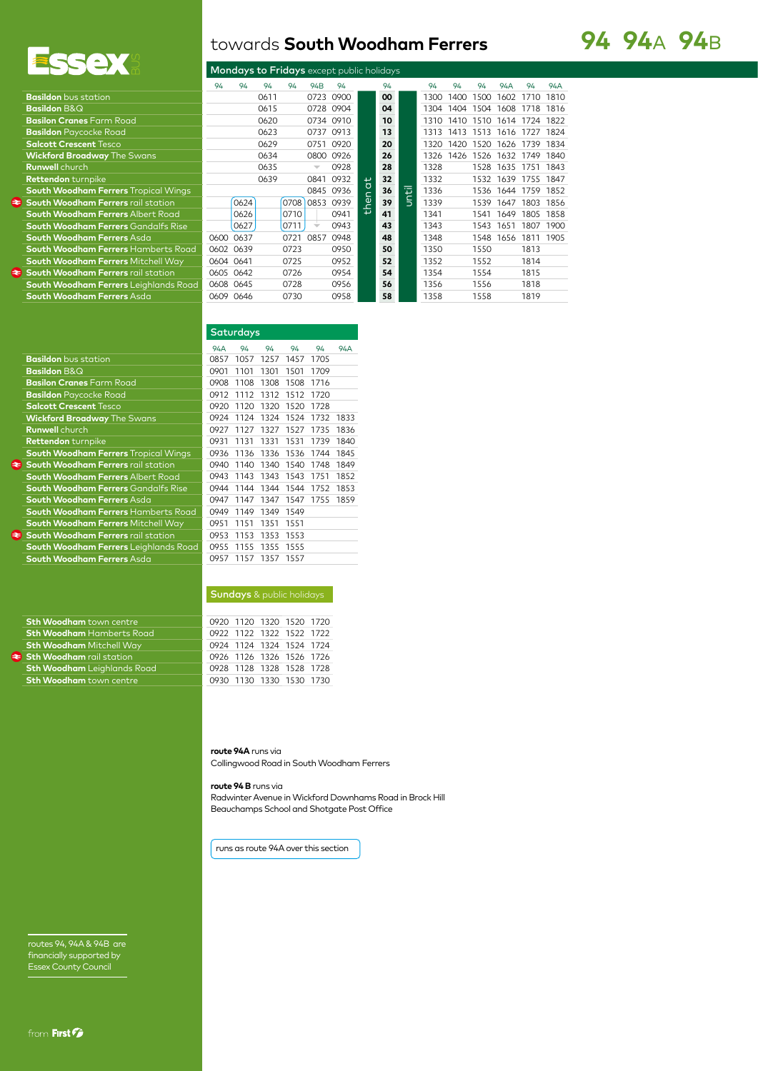# towards South Woodham Ferrers

**94 94A 94B**

## Mondays to Fridays except public holidays

| | 94 | 94 | 94 | 94 | 94B | 94 | then at | 94 | until | 94 | 94 | 94 | 94A | 94 | 94A |
|---|---|---|---|---|---|---|---|---|---|---|---|---|---|---|---|
| **Basildon** bus station | | | 0611 | | 0723 | 0900 | | 00 | | 1300 | 1400 | 1500 | 1602 | 1710 | 1810 |
| **Basildon** B&Q | | | 0615 | | 0728 | 0904 | | 04 | | 1304 | 1404 | 1504 | 1608 | 1718 | 1816 |
| **Basilon Cranes** Farm Road | | | 0620 | | 0734 | 0910 | | 10 | | 1310 | 1410 | 1510 | 1614 | 1724 | 1822 |
| **Basildon** Paycocke Road | | | 0623 | | 0737 | 0913 | | 13 | | 1313 | 1413 | 1513 | 1616 | 1727 | 1824 |
| **Salcott Crescent** Tesco | | | 0629 | | 0751 | 0920 | | 20 | | 1320 | 1420 | 1520 | 1626 | 1739 | 1834 |
| **Wickford Broadway** The Swans | | | 0634 | | 0800 | 0926 | | 26 | | 1326 | 1426 | 1526 | 1632 | 1749 | 1840 |
| **Runwell** church | | | 0635 | | ▼ | 0928 | | 28 | | 1328 | | 1528 | 1635 | 1751 | 1843 |
| **Rettendon** turnpike | | | 0639 | | 0841 | 0932 | | 32 | | 1332 | | 1532 | 1639 | 1755 | 1847 |
| **South Woodham Ferrers** Tropical Wings | | | | | 0845 | 0936 | | 36 | | 1336 | | 1536 | 1644 | 1759 | 1852 |
| **South Woodham Ferrers** rail station | | 0624 | | 0708 | 0853 | 0939 | | 39 | | 1339 | | 1539 | 1647 | 1803 | 1856 |
| **South Woodham Ferrers** Albert Road | | 0626 | | 0710 | | 0941 | | 41 | | 1341 | | 1541 | 1649 | 1805 | 1858 |
| **South Woodham Ferrers** Gandalfs Rise | | 0627 | | 0711 | ▼ | 0943 | | 43 | | 1343 | | 1543 | 1651 | 1807 | 1900 |
| **South Woodham Ferrers** Asda | 0600 | 0637 | | 0721 | 0857 | 0948 | | 48 | | 1348 | | 1548 | 1656 | 1811 | 1905 |
| **South Woodham Ferrers** Hamberts Road | 0602 | 0639 | | 0723 | | 0950 | | 50 | | 1350 | | 1550 | | 1813 | |
| **South Woodham Ferrers** Mitchell Way | 0604 | 0641 | | 0725 | | 0952 | | 52 | | 1352 | | 1552 | | 1814 | |
| **South Woodham Ferrers** rail station | 0605 | 0642 | | 0726 | | 0954 | | 54 | | 1354 | | 1554 | | 1815 | |
| **South Woodham Ferrers** Leighlands Road | 0608 | 0645 | | 0728 | | 0956 | | 56 | | 1356 | | 1556 | | 1818 | |
| **South Woodham Ferrers** Asda | 0609 | 0646 | | 0730 | | 0958 | | 58 | | 1358 | | 1558 | | 1819 | |

## Saturdays

| | 94A | 94 | 94 | 94 | 94 | 94A |
|---|---|---|---|---|---|---|
| **Basildon** bus station | 0857 | 1057 | 1257 | 1457 | 1705 | |
| **Basildon** B&Q | 0901 | 1101 | 1301 | 1501 | 1709 | |
| **Basilon Cranes** Farm Road | 0908 | 1108 | 1308 | 1508 | 1716 | |
| **Basildon** Paycocke Road | 0912 | 1112 | 1312 | 1512 | 1720 | |
| **Salcott Crescent** Tesco | 0920 | 1120 | 1320 | 1520 | 1728 | |
| **Wickford Broadway** The Swans | 0924 | 1124 | 1324 | 1524 | 1732 | 1833 |
| **Runwell** church | 0927 | 1127 | 1327 | 1527 | 1735 | 1836 |
| **Rettendon** turnpike | 0931 | 1131 | 1331 | 1531 | 1739 | 1840 |
| **South Woodham Ferrers** Tropical Wings | 0936 | 1136 | 1336 | 1536 | 1744 | 1845 |
| **South Woodham Ferrers** rail station | 0940 | 1140 | 1340 | 1540 | 1748 | 1849 |
| **South Woodham Ferrers** Albert Road | 0943 | 1143 | 1343 | 1543 | 1751 | 1852 |
| **South Woodham Ferrers** Gandalfs Rise | 0944 | 1144 | 1344 | 1544 | 1752 | 1853 |
| **South Woodham Ferrers** Asda | 0947 | 1147 | 1347 | 1547 | 1755 | 1859 |
| **South Woodham Ferrers** Hamberts Road | 0949 | 1149 | 1349 | 1549 | | |
| **South Woodham Ferrers** Mitchell Way | 0951 | 1151 | 1351 | 1551 | | |
| **South Woodham Ferrers** rail station | 0953 | 1153 | 1353 | 1553 | | |
| **South Woodham Ferrers** Leighlands Road | 0955 | 1155 | 1355 | 1555 | | |
| **South Woodham Ferrers** Asda | 0957 | 1157 | 1357 | 1557 | | |

## Sundays & public holidays

| | | | | | |
|---|---|---|---|---|---|
| **Sth Woodham** town centre | 0920 | 1120 | 1320 | 1520 | 1720 |
| **Sth Woodham** Hamberts Road | 0922 | 1122 | 1322 | 1522 | 1722 |
| **Sth Woodham** Mitchell Way | 0924 | 1124 | 1324 | 1524 | 1724 |
| **Sth Woodham** rail station | 0926 | 1126 | 1326 | 1526 | 1726 |
| **Sth Woodham** Leighlands Road | 0928 | 1128 | 1328 | 1528 | 1728 |
| **Sth Woodham** town centre | 0930 | 1130 | 1330 | 1530 | 1730 |

**route 94A** runs via
Collingwood Road in South Woodham Ferrers

**route 94 B** runs via
Radwinter Avenue in Wickford Downhams Road in Brock Hill
Beauchamps School and Shotgate Post Office

runs as route 94A over this section (boxed times: 0624, 0626, 0627 and 0708, 0710, 0711)

routes 94, 94A & 94B are financially supported by Essex County Council

from First